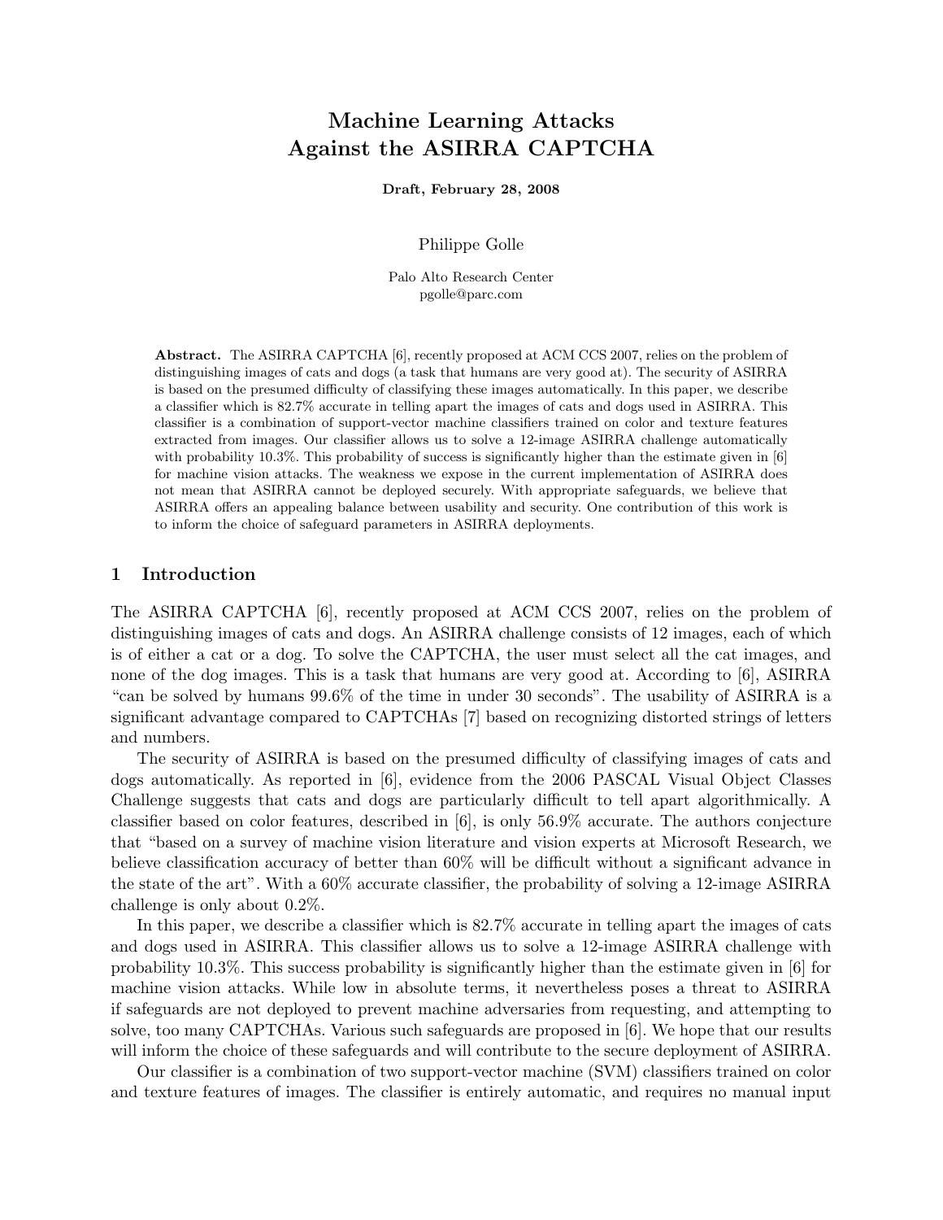# Machine Learning Attacks Against the ASIRRA CAPTCHA

**Draft, February 28, 2008**

Philippe Golle

Palo Alto Research Center
pgolle@parc.com

**Abstract.** The ASIRRA CAPTCHA [6], recently proposed at ACM CCS 2007, relies on the problem of distinguishing images of cats and dogs (a task that humans are very good at). The security of ASIRRA is based on the presumed difficulty of classifying these images automatically. In this paper, we describe a classifier which is 82.7% accurate in telling apart the images of cats and dogs used in ASIRRA. This classifier is a combination of support-vector machine classifiers trained on color and texture features extracted from images. Our classifier allows us to solve a 12-image ASIRRA challenge automatically with probability 10.3%. This probability of success is significantly higher than the estimate given in [6] for machine vision attacks. The weakness we expose in the current implementation of ASIRRA does not mean that ASIRRA cannot be deployed securely. With appropriate safeguards, we believe that ASIRRA offers an appealing balance between usability and security. One contribution of this work is to inform the choice of safeguard parameters in ASIRRA deployments.

## 1 Introduction

The ASIRRA CAPTCHA [6], recently proposed at ACM CCS 2007, relies on the problem of distinguishing images of cats and dogs. An ASIRRA challenge consists of 12 images, each of which is of either a cat or a dog. To solve the CAPTCHA, the user must select all the cat images, and none of the dog images. This is a task that humans are very good at. According to [6], ASIRRA "can be solved by humans 99.6% of the time in under 30 seconds". The usability of ASIRRA is a significant advantage compared to CAPTCHAs [7] based on recognizing distorted strings of letters and numbers.

The security of ASIRRA is based on the presumed difficulty of classifying images of cats and dogs automatically. As reported in [6], evidence from the 2006 PASCAL Visual Object Classes Challenge suggests that cats and dogs are particularly difficult to tell apart algorithmically. A classifier based on color features, described in [6], is only 56.9% accurate. The authors conjecture that "based on a survey of machine vision literature and vision experts at Microsoft Research, we believe classification accuracy of better than 60% will be difficult without a significant advance in the state of the art". With a 60% accurate classifier, the probability of solving a 12-image ASIRRA challenge is only about 0.2%.

In this paper, we describe a classifier which is 82.7% accurate in telling apart the images of cats and dogs used in ASIRRA. This classifier allows us to solve a 12-image ASIRRA challenge with probability 10.3%. This success probability is significantly higher than the estimate given in [6] for machine vision attacks. While low in absolute terms, it nevertheless poses a threat to ASIRRA if safeguards are not deployed to prevent machine adversaries from requesting, and attempting to solve, too many CAPTCHAs. Various such safeguards are proposed in [6]. We hope that our results will inform the choice of these safeguards and will contribute to the secure deployment of ASIRRA.

Our classifier is a combination of two support-vector machine (SVM) classifiers trained on color and texture features of images. The classifier is entirely automatic, and requires no manual input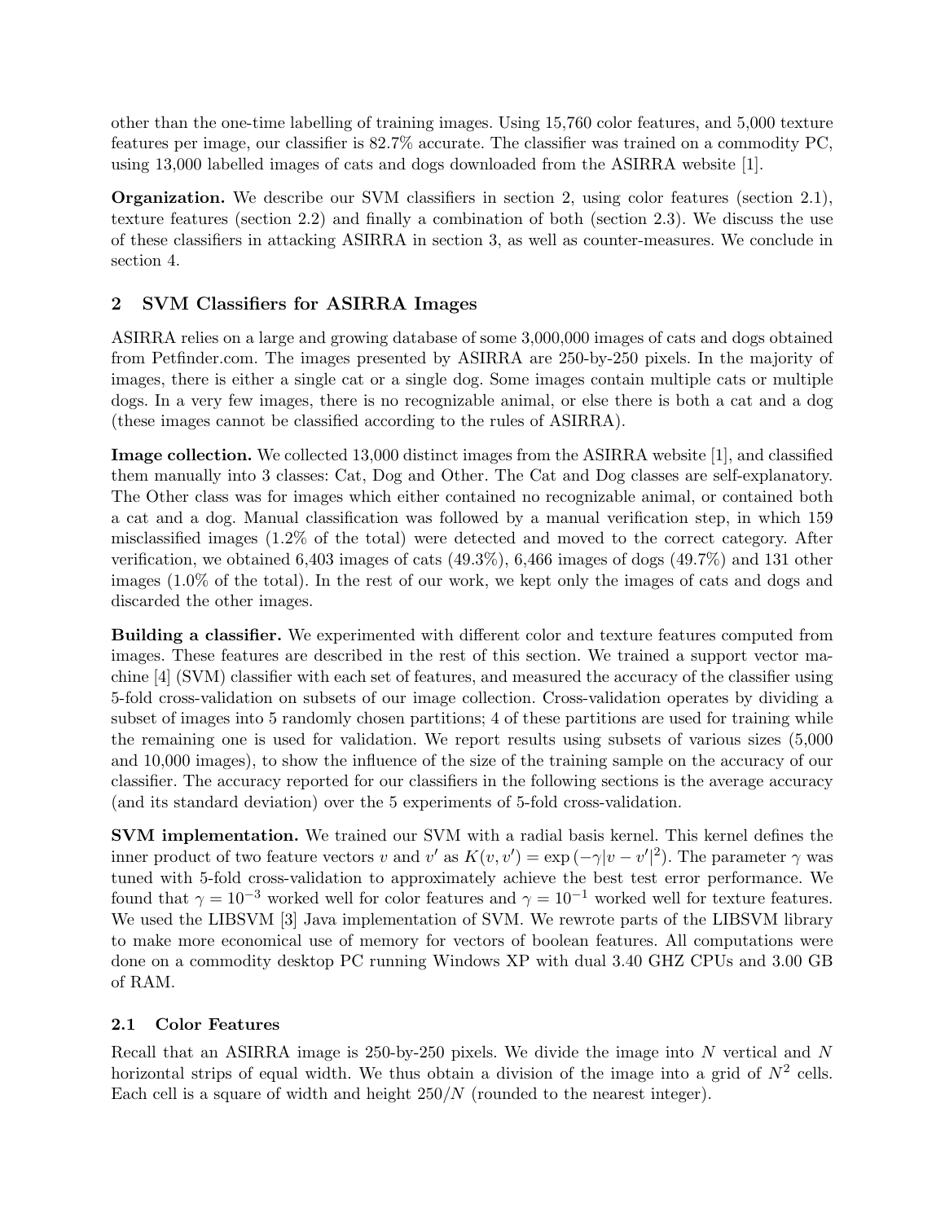other than the one-time labelling of training images. Using 15,760 color features, and 5,000 texture features per image, our classifier is 82.7% accurate. The classifier was trained on a commodity PC, using 13,000 labelled images of cats and dogs downloaded from the ASIRRA website [1].

**Organization.** We describe our SVM classifiers in section 2, using color features (section 2.1), texture features (section 2.2) and finally a combination of both (section 2.3). We discuss the use of these classifiers in attacking ASIRRA in section 3, as well as counter-measures. We conclude in section 4.

## 2 SVM Classifiers for ASIRRA Images

ASIRRA relies on a large and growing database of some 3,000,000 images of cats and dogs obtained from Petfinder.com. The images presented by ASIRRA are 250-by-250 pixels. In the majority of images, there is either a single cat or a single dog. Some images contain multiple cats or multiple dogs. In a very few images, there is no recognizable animal, or else there is both a cat and a dog (these images cannot be classified according to the rules of ASIRRA).

**Image collection.** We collected 13,000 distinct images from the ASIRRA website [1], and classified them manually into 3 classes: Cat, Dog and Other. The Cat and Dog classes are self-explanatory. The Other class was for images which either contained no recognizable animal, or contained both a cat and a dog. Manual classification was followed by a manual verification step, in which 159 misclassified images (1.2% of the total) were detected and moved to the correct category. After verification, we obtained 6,403 images of cats (49.3%), 6,466 images of dogs (49.7%) and 131 other images (1.0% of the total). In the rest of our work, we kept only the images of cats and dogs and discarded the other images.

**Building a classifier.** We experimented with different color and texture features computed from images. These features are described in the rest of this section. We trained a support vector machine [4] (SVM) classifier with each set of features, and measured the accuracy of the classifier using 5-fold cross-validation on subsets of our image collection. Cross-validation operates by dividing a subset of images into 5 randomly chosen partitions; 4 of these partitions are used for training while the remaining one is used for validation. We report results using subsets of various sizes (5,000 and 10,000 images), to show the influence of the size of the training sample on the accuracy of our classifier. The accuracy reported for our classifiers in the following sections is the average accuracy (and its standard deviation) over the 5 experiments of 5-fold cross-validation.

**SVM implementation.** We trained our SVM with a radial basis kernel. This kernel defines the inner product of two feature vectors $v$ and $v'$ as $K(v, v') = \exp(-\gamma|v - v'|^2)$. The parameter $\gamma$ was tuned with 5-fold cross-validation to approximately achieve the best test error performance. We found that $\gamma = 10^{-3}$ worked well for color features and $\gamma = 10^{-1}$ worked well for texture features. We used the LIBSVM [3] Java implementation of SVM. We rewrote parts of the LIBSVM library to make more economical use of memory for vectors of boolean features. All computations were done on a commodity desktop PC running Windows XP with dual 3.40 GHZ CPUs and 3.00 GB of RAM.

### 2.1 Color Features

Recall that an ASIRRA image is 250-by-250 pixels. We divide the image into $N$ vertical and $N$ horizontal strips of equal width. We thus obtain a division of the image into a grid of $N^2$ cells. Each cell is a square of width and height $250/N$ (rounded to the nearest integer).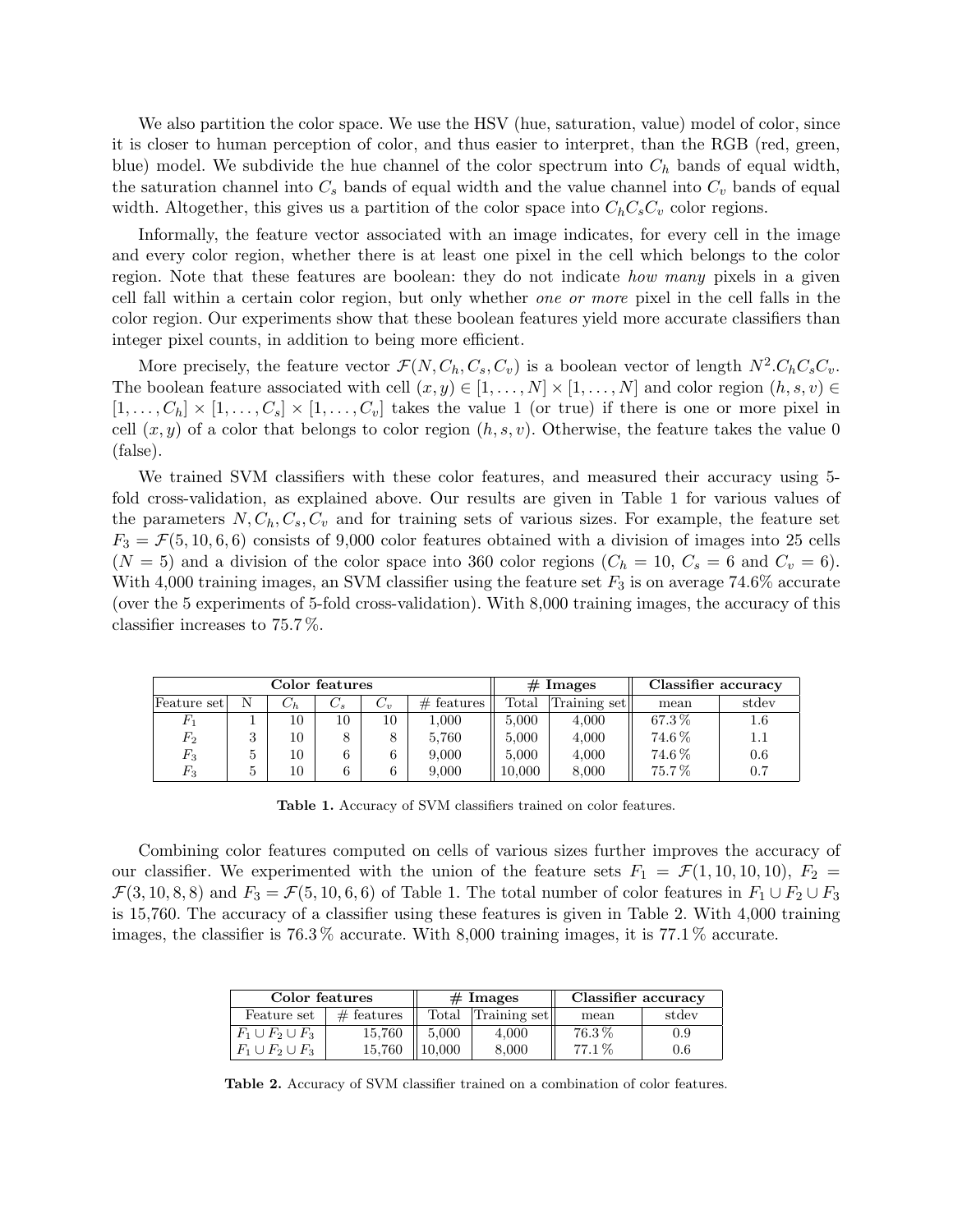We also partition the color space. We use the HSV (hue, saturation, value) model of color, since it is closer to human perception of color, and thus easier to interpret, than the RGB (red, green, blue) model. We subdivide the hue channel of the color spectrum into $C_h$ bands of equal width, the saturation channel into $C_s$ bands of equal width and the value channel into $C_v$ bands of equal width. Altogether, this gives us a partition of the color space into $C_h C_s C_v$ color regions.

Informally, the feature vector associated with an image indicates, for every cell in the image and every color region, whether there is at least one pixel in the cell which belongs to the color region. Note that these features are boolean: they do not indicate *how many* pixels in a given cell fall within a certain color region, but only whether *one or more* pixel in the cell falls in the color region. Our experiments show that these boolean features yield more accurate classifiers than integer pixel counts, in addition to being more efficient.

More precisely, the feature vector $\mathcal{F}(N, C_h, C_s, C_v)$ is a boolean vector of length $N^2.C_h C_s C_v$. The boolean feature associated with cell $(x, y) \in [1, \ldots, N] \times [1, \ldots, N]$ and color region $(h, s, v) \in [1, \ldots, C_h] \times [1, \ldots, C_s] \times [1, \ldots, C_v]$ takes the value 1 (or true) if there is one or more pixel in cell $(x, y)$ of a color that belongs to color region $(h, s, v)$. Otherwise, the feature takes the value 0 (false).

We trained SVM classifiers with these color features, and measured their accuracy using 5-fold cross-validation, as explained above. Our results are given in Table 1 for various values of the parameters $N, C_h, C_s, C_v$ and for training sets of various sizes. For example, the feature set $F_3 = \mathcal{F}(5, 10, 6, 6)$ consists of 9,000 color features obtained with a division of images into 25 cells ($N = 5$) and a division of the color space into 360 color regions ($C_h = 10$, $C_s = 6$ and $C_v = 6$). With 4,000 training images, an SVM classifier using the feature set $F_3$ is on average 74.6% accurate (over the 5 experiments of 5-fold cross-validation). With 8,000 training images, the accuracy of this classifier increases to 75.7 %.

| **Color features** | | | | | | **# Images** | | **Classifier accuracy** | |
|---|---|---|---|---|---|---|---|---|---|
| Feature set | N | $C_h$ | $C_s$ | $C_v$ | # features | Total | Training set | mean | stdev |
| $F_1$ | 1 | 10 | 10 | 10 | 1,000 | 5,000 | 4,000 | 67.3 % | 1.6 |
| $F_2$ | 3 | 10 | 8 | 8 | 5,760 | 5,000 | 4,000 | 74.6 % | 1.1 |
| $F_3$ | 5 | 10 | 6 | 6 | 9,000 | 5,000 | 4,000 | 74.6 % | 0.6 |
| $F_3$ | 5 | 10 | 6 | 6 | 9,000 | 10,000 | 8,000 | 75.7 % | 0.7 |

**Table 1.** Accuracy of SVM classifiers trained on color features.

Combining color features computed on cells of various sizes further improves the accuracy of our classifier. We experimented with the union of the feature sets $F_1 = \mathcal{F}(1, 10, 10, 10)$, $F_2 = \mathcal{F}(3, 10, 8, 8)$ and $F_3 = \mathcal{F}(5, 10, 6, 6)$ of Table 1. The total number of color features in $F_1 \cup F_2 \cup F_3$ is 15,760. The accuracy of a classifier using these features is given in Table 2. With 4,000 training images, the classifier is 76.3 % accurate. With 8,000 training images, it is 77.1 % accurate.

| **Color features** | | **# Images** | | **Classifier accuracy** | |
|---|---|---|---|---|---|
| Feature set | # features | Total | Training set | mean | stdev |
| $F_1 \cup F_2 \cup F_3$ | 15,760 | 5,000 | 4,000 | 76.3 % | 0.9 |
| $F_1 \cup F_2 \cup F_3$ | 15,760 | 10,000 | 8,000 | 77.1 % | 0.6 |

**Table 2.** Accuracy of SVM classifier trained on a combination of color features.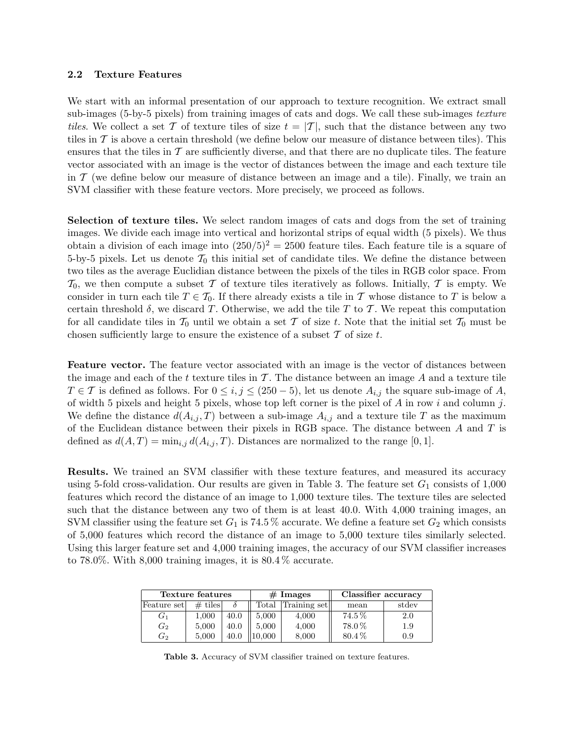## 2.2 Texture Features

We start with an informal presentation of our approach to texture recognition. We extract small sub-images (5-by-5 pixels) from training images of cats and dogs. We call these sub-images *texture tiles*. We collect a set $\mathcal{T}$ of texture tiles of size $t = |\mathcal{T}|$, such that the distance between any two tiles in $\mathcal{T}$ is above a certain threshold (we define below our measure of distance between tiles). This ensures that the tiles in $\mathcal{T}$ are sufficiently diverse, and that there are no duplicate tiles. The feature vector associated with an image is the vector of distances between the image and each texture tile in $\mathcal{T}$ (we define below our measure of distance between an image and a tile). Finally, we train an SVM classifier with these feature vectors. More precisely, we proceed as follows.

**Selection of texture tiles.** We select random images of cats and dogs from the set of training images. We divide each image into vertical and horizontal strips of equal width (5 pixels). We thus obtain a division of each image into $(250/5)^2 = 2500$ feature tiles. Each feature tile is a square of 5-by-5 pixels. Let us denote $\mathcal{T}_0$ this initial set of candidate tiles. We define the distance between two tiles as the average Euclidian distance between the pixels of the tiles in RGB color space. From $\mathcal{T}_0$, we then compute a subset $\mathcal{T}$ of texture tiles iteratively as follows. Initially, $\mathcal{T}$ is empty. We consider in turn each tile $T \in \mathcal{T}_0$. If there already exists a tile in $\mathcal{T}$ whose distance to $T$ is below a certain threshold $\delta$, we discard $T$. Otherwise, we add the tile $T$ to $\mathcal{T}$. We repeat this computation for all candidate tiles in $\mathcal{T}_0$ until we obtain a set $\mathcal{T}$ of size $t$. Note that the initial set $\mathcal{T}_0$ must be chosen sufficiently large to ensure the existence of a subset $\mathcal{T}$ of size $t$.

**Feature vector.** The feature vector associated with an image is the vector of distances between the image and each of the $t$ texture tiles in $\mathcal{T}$. The distance between an image $A$ and a texture tile $T \in \mathcal{T}$ is defined as follows. For $0 \leq i, j \leq (250 - 5)$, let us denote $A_{i,j}$ the square sub-image of $A$, of width 5 pixels and height 5 pixels, whose top left corner is the pixel of $A$ in row $i$ and column $j$. We define the distance $d(A_{i,j}, T)$ between a sub-image $A_{i,j}$ and a texture tile $T$ as the maximum of the Euclidean distance between their pixels in RGB space. The distance between $A$ and $T$ is defined as $d(A, T) = \min_{i,j} d(A_{i,j}, T)$. Distances are normalized to the range $[0, 1]$.

**Results.** We trained an SVM classifier with these texture features, and measured its accuracy using 5-fold cross-validation. Our results are given in Table 3. The feature set $G_1$ consists of 1,000 features which record the distance of an image to 1,000 texture tiles. The texture tiles are selected such that the distance between any two of them is at least 40.0. With 4,000 training images, an SVM classifier using the feature set $G_1$ is 74.5 % accurate. We define a feature set $G_2$ which consists of 5,000 features which record the distance of an image to 5,000 texture tiles similarly selected. Using this larger feature set and 4,000 training images, the accuracy of our SVM classifier increases to 78.0%. With 8,000 training images, it is 80.4 % accurate.

| Texture features | | | # Images | | Classifier accuracy | |
|---|---|---|---|---|---|---|
| Feature set | # tiles | $\delta$ | Total | Training set | mean | stdev |
| $G_1$ | 1,000 | 40.0 | 5,000 | 4,000 | 74.5 % | 2.0 |
| $G_2$ | 5,000 | 40.0 | 5,000 | 4,000 | 78.0 % | 1.9 |
| $G_2$ | 5,000 | 40.0 | 10,000 | 8,000 | 80.4 % | 0.9 |

**Table 3.** Accuracy of SVM classifier trained on texture features.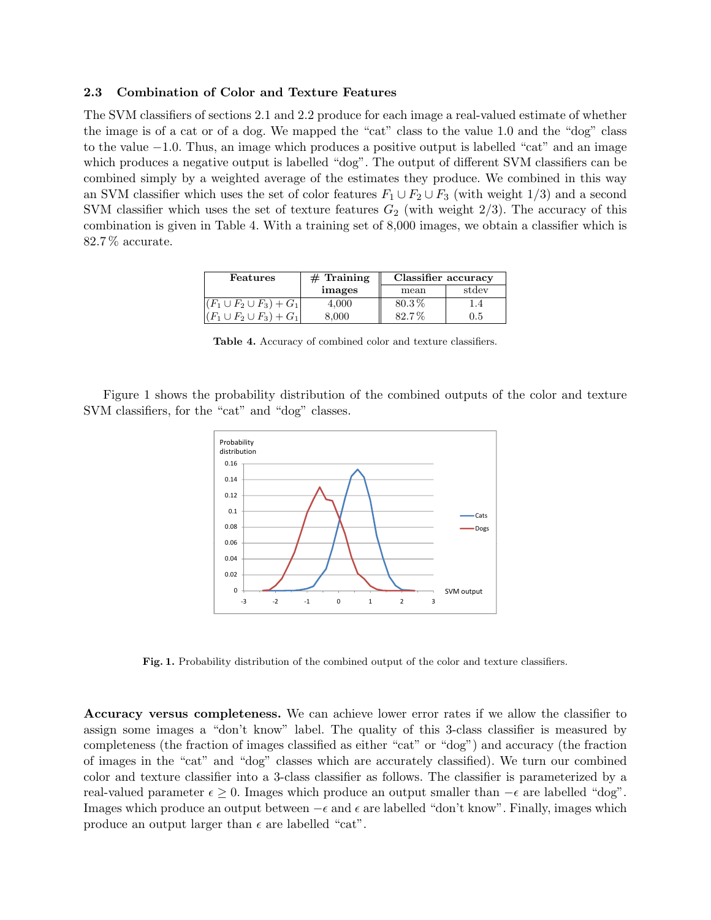### 2.3 Combination of Color and Texture Features

The SVM classifiers of sections 2.1 and 2.2 produce for each image a real-valued estimate of whether the image is of a cat or of a dog. We mapped the "cat" class to the value 1.0 and the "dog" class to the value −1.0. Thus, an image which produces a positive output is labelled "cat" and an image which produces a negative output is labelled "dog". The output of different SVM classifiers can be combined simply by a weighted average of the estimates they produce. We combined in this way an SVM classifier which uses the set of color features $F_1 \cup F_2 \cup F_3$ (with weight 1/3) and a second SVM classifier which uses the set of texture features $G_2$ (with weight 2/3). The accuracy of this combination is given in Table 4. With a training set of 8,000 images, we obtain a classifier which is 82.7 % accurate.

| Features | # Training images | Classifier accuracy | |
|---|---|---|---|
| | | mean | stdev |
| $(F_1 \cup F_2 \cup F_3) + G_1$ | 4,000 | 80.3 % | 1.4 |
| $(F_1 \cup F_2 \cup F_3) + G_1$ | 8,000 | 82.7 % | 0.5 |

**Table 4.** Accuracy of combined color and texture classifiers.

Figure 1 shows the probability distribution of the combined outputs of the color and texture SVM classifiers, for the "cat" and "dog" classes.

**Fig. 1.** Probability distribution of the combined output of the color and texture classifiers.

**Accuracy versus completeness.** We can achieve lower error rates if we allow the classifier to assign some images a "don't know" label. The quality of this 3-class classifier is measured by completeness (the fraction of images classified as either "cat" or "dog") and accuracy (the fraction of images in the "cat" and "dog" classes which are accurately classified). We turn our combined color and texture classifier into a 3-class classifier as follows. The classifier is parameterized by a real-valued parameter $\epsilon \geq 0$. Images which produce an output smaller than $-\epsilon$ are labelled "dog". Images which produce an output between $-\epsilon$ and $\epsilon$ are labelled "don't know". Finally, images which produce an output larger than $\epsilon$ are labelled "cat".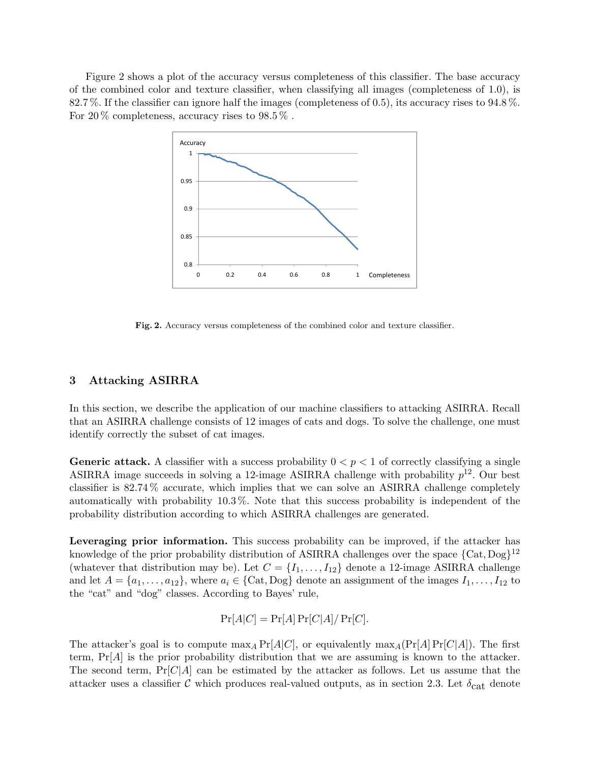Figure 2 shows a plot of the accuracy versus completeness of this classifier. The base accuracy of the combined color and texture classifier, when classifying all images (completeness of 1.0), is 82.7 %. If the classifier can ignore half the images (completeness of 0.5), its accuracy rises to 94.8 %. For 20 % completeness, accuracy rises to 98.5 % .

**Fig. 2.** Accuracy versus completeness of the combined color and texture classifier.

## 3 Attacking ASIRRA

In this section, we describe the application of our machine classifiers to attacking ASIRRA. Recall that an ASIRRA challenge consists of 12 images of cats and dogs. To solve the challenge, one must identify correctly the subset of cat images.

**Generic attack.** A classifier with a success probability $0 < p < 1$ of correctly classifying a single ASIRRA image succeeds in solving a 12-image ASIRRA challenge with probability $p^{12}$. Our best classifier is 82.74 % accurate, which implies that we can solve an ASIRRA challenge completely automatically with probability 10.3 %. Note that this success probability is independent of the probability distribution according to which ASIRRA challenges are generated.

**Leveraging prior information.** This success probability can be improved, if the attacker has knowledge of the prior probability distribution of ASIRRA challenges over the space $\{\text{Cat}, \text{Dog}\}^{12}$ (whatever that distribution may be). Let $C = \{I_1, \ldots, I_{12}\}$ denote a 12-image ASIRRA challenge and let $A = \{a_1, \ldots, a_{12}\}$, where $a_i \in \{\text{Cat}, \text{Dog}\}$ denote an assignment of the images $I_1, \ldots, I_{12}$ to the "cat" and "dog" classes. According to Bayes' rule,

$$\Pr[A|C] = \Pr[A] \Pr[C|A] / \Pr[C].$$

The attacker's goal is to compute $\max_A \Pr[A|C]$, or equivalently $\max_A(\Pr[A] \Pr[C|A])$. The first term, $\Pr[A]$ is the prior probability distribution that we are assuming is known to the attacker. The second term, $\Pr[C|A]$ can be estimated by the attacker as follows. Let us assume that the attacker uses a classifier $\mathcal{C}$ which produces real-valued outputs, as in section 2.3. Let $\delta_{\text{cat}}$ denote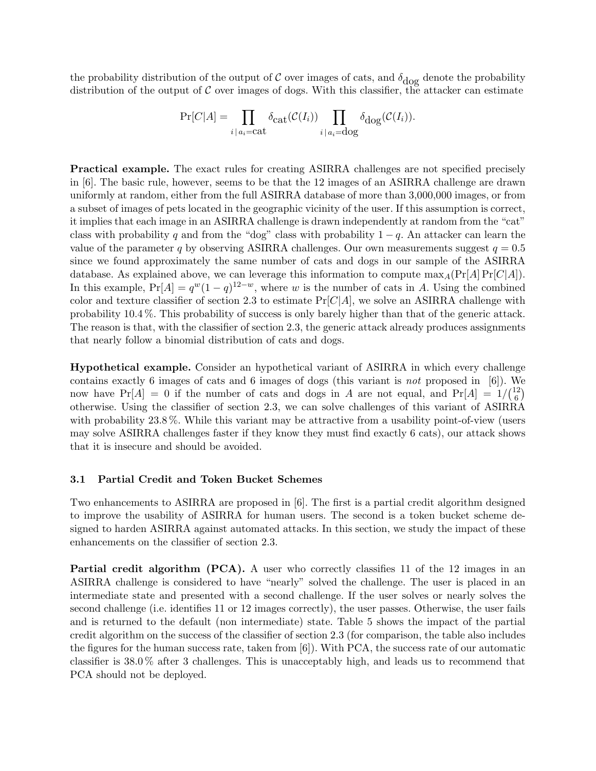the probability distribution of the output of $\mathcal{C}$ over images of cats, and $\delta_{\text{dog}}$ denote the probability distribution of the output of $\mathcal{C}$ over images of dogs. With this classifier, the attacker can estimate

$$\Pr[C|A] = \prod_{i \,|\, a_i = \text{cat}} \delta_{\text{cat}}(\mathcal{C}(I_i)) \prod_{i \,|\, a_i = \text{dog}} \delta_{\text{dog}}(\mathcal{C}(I_i)).$$

**Practical example.** The exact rules for creating ASIRRA challenges are not specified precisely in [6]. The basic rule, however, seems to be that the 12 images of an ASIRRA challenge are drawn uniformly at random, either from the full ASIRRA database of more than 3,000,000 images, or from a subset of images of pets located in the geographic vicinity of the user. If this assumption is correct, it implies that each image in an ASIRRA challenge is drawn independently at random from the "cat" class with probability $q$ and from the "dog" class with probability $1 - q$. An attacker can learn the value of the parameter $q$ by observing ASIRRA challenges. Our own measurements suggest $q = 0.5$ since we found approximately the same number of cats and dogs in our sample of the ASIRRA database. As explained above, we can leverage this information to compute $\max_A(\Pr[A]\Pr[C|A])$. In this example, $\Pr[A] = q^w(1-q)^{12-w}$, where $w$ is the number of cats in $A$. Using the combined color and texture classifier of section 2.3 to estimate $\Pr[C|A]$, we solve an ASIRRA challenge with probability 10.4 %. This probability of success is only barely higher than that of the generic attack. The reason is that, with the classifier of section 2.3, the generic attack already produces assignments that nearly follow a binomial distribution of cats and dogs.

**Hypothetical example.** Consider an hypothetical variant of ASIRRA in which every challenge contains exactly 6 images of cats and 6 images of dogs (this variant is *not* proposed in [6]). We now have $\Pr[A] = 0$ if the number of cats and dogs in $A$ are not equal, and $\Pr[A] = 1/\binom{12}{6}$ otherwise. Using the classifier of section 2.3, we can solve challenges of this variant of ASIRRA with probability 23.8 %. While this variant may be attractive from a usability point-of-view (users may solve ASIRRA challenges faster if they know they must find exactly 6 cats), our attack shows that it is insecure and should be avoided.

### 3.1 Partial Credit and Token Bucket Schemes

Two enhancements to ASIRRA are proposed in [6]. The first is a partial credit algorithm designed to improve the usability of ASIRRA for human users. The second is a token bucket scheme designed to harden ASIRRA against automated attacks. In this section, we study the impact of these enhancements on the classifier of section 2.3.

**Partial credit algorithm (PCA).** A user who correctly classifies 11 of the 12 images in an ASIRRA challenge is considered to have "nearly" solved the challenge. The user is placed in an intermediate state and presented with a second challenge. If the user solves or nearly solves the second challenge (i.e. identifies 11 or 12 images correctly), the user passes. Otherwise, the user fails and is returned to the default (non intermediate) state. Table 5 shows the impact of the partial credit algorithm on the success of the classifier of section 2.3 (for comparison, the table also includes the figures for the human success rate, taken from [6]). With PCA, the success rate of our automatic classifier is 38.0 % after 3 challenges. This is unacceptably high, and leads us to recommend that PCA should not be deployed.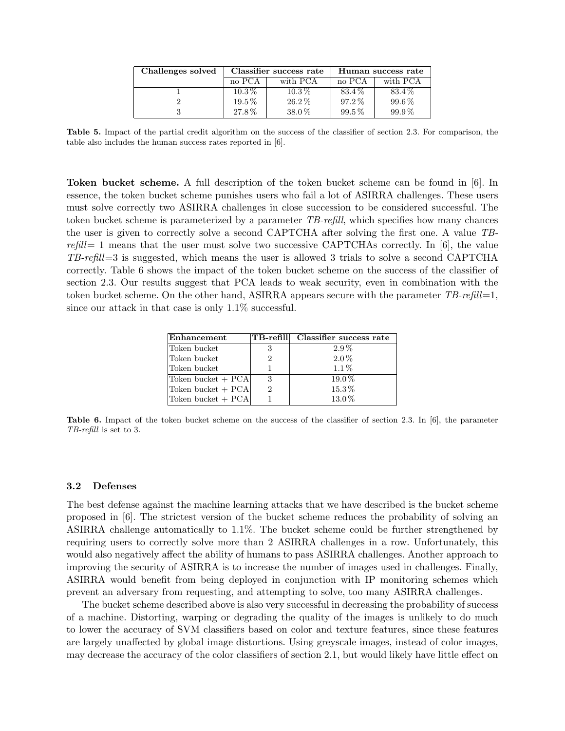| Challenges solved | Classifier success rate | | Human success rate | |
|---|---|---|---|---|
| | no PCA | with PCA | no PCA | with PCA |
| 1 | 10.3 % | 10.3 % | 83.4 % | 83.4 % |
| 2 | 19.5 % | 26.2 % | 97.2 % | 99.6 % |
| 3 | 27.8 % | 38.0 % | 99.5 % | 99.9 % |

**Table 5.** Impact of the partial credit algorithm on the success of the classifier of section 2.3. For comparison, the table also includes the human success rates reported in [6].

**Token bucket scheme.** A full description of the token bucket scheme can be found in [6]. In essence, the token bucket scheme punishes users who fail a lot of ASIRRA challenges. These users must solve correctly two ASIRRA challenges in close succession to be considered successful. The token bucket scheme is parameterized by a parameter *TB-refill*, which specifies how many chances the user is given to correctly solve a second CAPTCHA after solving the first one. A value *TB-refill*= 1 means that the user must solve two successive CAPTCHAs correctly. In [6], the value *TB-refill*=3 is suggested, which means the user is allowed 3 trials to solve a second CAPTCHA correctly. Table 6 shows the impact of the token bucket scheme on the success of the classifier of section 2.3. Our results suggest that PCA leads to weak security, even in combination with the token bucket scheme. On the other hand, ASIRRA appears secure with the parameter *TB-refill*=1, since our attack in that case is only 1.1% successful.

| Enhancement | TB-refill | Classifier success rate |
|---|---|---|
| Token bucket | 3 | 2.9 % |
| Token bucket | 2 | 2.0 % |
| Token bucket | 1 | 1.1 % |
| Token bucket + PCA | 3 | 19.0 % |
| Token bucket + PCA | 2 | 15.3 % |
| Token bucket + PCA | 1 | 13.0 % |

**Table 6.** Impact of the token bucket scheme on the success of the classifier of section 2.3. In [6], the parameter *TB-refill* is set to 3.

### 3.2 Defenses

The best defense against the machine learning attacks that we have described is the bucket scheme proposed in [6]. The strictest version of the bucket scheme reduces the probability of solving an ASIRRA challenge automatically to 1.1%. The bucket scheme could be further strengthened by requiring users to correctly solve more than 2 ASIRRA challenges in a row. Unfortunately, this would also negatively affect the ability of humans to pass ASIRRA challenges. Another approach to improving the security of ASIRRA is to increase the number of images used in challenges. Finally, ASIRRA would benefit from being deployed in conjunction with IP monitoring schemes which prevent an adversary from requesting, and attempting to solve, too many ASIRRA challenges.

The bucket scheme described above is also very successful in decreasing the probability of success of a machine. Distorting, warping or degrading the quality of the images is unlikely to do much to lower the accuracy of SVM classifiers based on color and texture features, since these features are largely unaffected by global image distortions. Using greyscale images, instead of color images, may decrease the accuracy of the color classifiers of section 2.1, but would likely have little effect on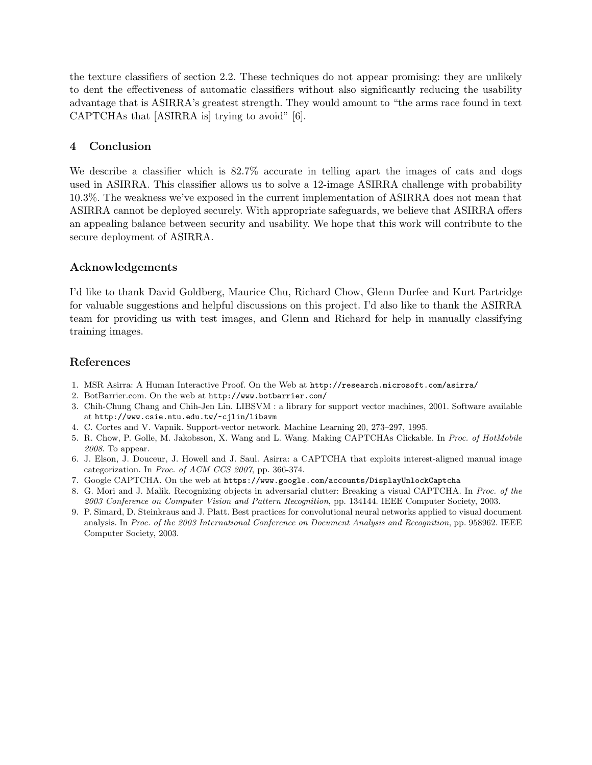the texture classifiers of section 2.2. These techniques do not appear promising: they are unlikely to dent the effectiveness of automatic classifiers without also significantly reducing the usability advantage that is ASIRRA's greatest strength. They would amount to "the arms race found in text CAPTCHAs that [ASIRRA is] trying to avoid" [6].

## 4 Conclusion

We describe a classifier which is 82.7% accurate in telling apart the images of cats and dogs used in ASIRRA. This classifier allows us to solve a 12-image ASIRRA challenge with probability 10.3%. The weakness we've exposed in the current implementation of ASIRRA does not mean that ASIRRA cannot be deployed securely. With appropriate safeguards, we believe that ASIRRA offers an appealing balance between security and usability. We hope that this work will contribute to the secure deployment of ASIRRA.

## Acknowledgements

I'd like to thank David Goldberg, Maurice Chu, Richard Chow, Glenn Durfee and Kurt Partridge for valuable suggestions and helpful discussions on this project. I'd also like to thank the ASIRRA team for providing us with test images, and Glenn and Richard for help in manually classifying training images.

## References

1. MSR Asirra: A Human Interactive Proof. On the Web at `http://research.microsoft.com/asirra/`
2. BotBarrier.com. On the web at `http://www.botbarrier.com/`
3. Chih-Chung Chang and Chih-Jen Lin. LIBSVM : a library for support vector machines, 2001. Software available at `http://www.csie.ntu.edu.tw/~cjlin/libsvm`
4. C. Cortes and V. Vapnik. Support-vector network. Machine Learning 20, 273–297, 1995.
5. R. Chow, P. Golle, M. Jakobsson, X. Wang and L. Wang. Making CAPTCHAs Clickable. In *Proc. of HotMobile 2008*. To appear.
6. J. Elson, J. Douceur, J. Howell and J. Saul. Asirra: a CAPTCHA that exploits interest-aligned manual image categorization. In *Proc. of ACM CCS 2007*, pp. 366-374.
7. Google CAPTCHA. On the web at `https://www.google.com/accounts/DisplayUnlockCaptcha`
8. G. Mori and J. Malik. Recognizing objects in adversarial clutter: Breaking a visual CAPTCHA. In *Proc. of the 2003 Conference on Computer Vision and Pattern Recognition*, pp. 134144. IEEE Computer Society, 2003.
9. P. Simard, D. Steinkraus and J. Platt. Best practices for convolutional neural networks applied to visual document analysis. In *Proc. of the 2003 International Conference on Document Analysis and Recognition*, pp. 958962. IEEE Computer Society, 2003.